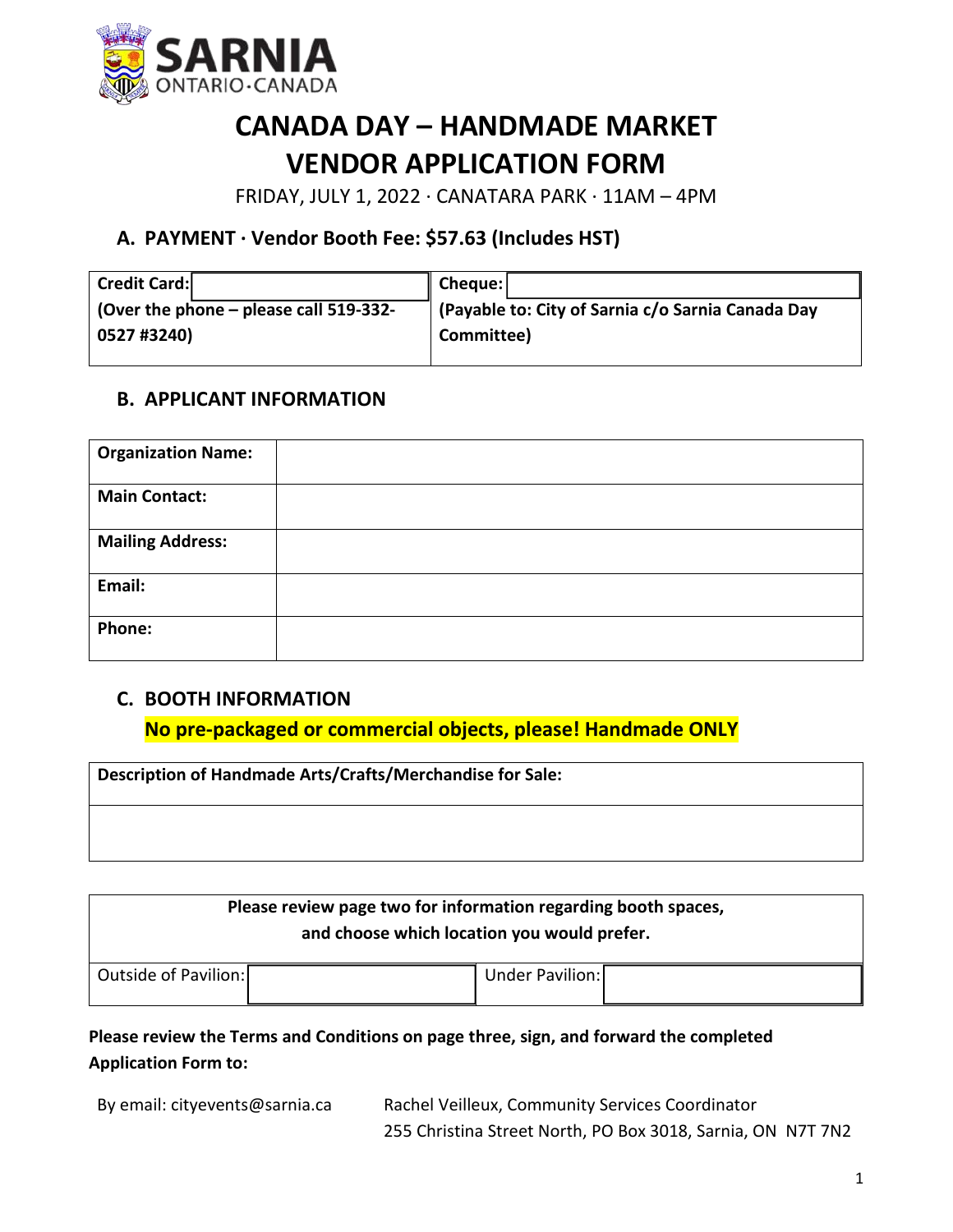SARNIA
ONTARIO·CANADA

# CANADA DAY – HANDMADE MARKET VENDOR APPLICATION FORM

FRIDAY, JULY 1, 2022 · CANATARA PARK · 11AM – 4PM

## A. PAYMENT · Vendor Booth Fee: $57.63 (Includes HST)

| **Credit Card:** | **Cheque:** |
|---|---|
| **(Over the phone – please call 519-332-0527 #3240)** | **(Payable to: City of Sarnia c/o Sarnia Canada Day Committee)** |

## B. APPLICANT INFORMATION

| | |
|---|---|
| **Organization Name:** | |
| **Main Contact:** | |
| **Mailing Address:** | |
| **Email:** | |
| **Phone:** | |

## C. BOOTH INFORMATION

**No pre-packaged or commercial objects, please! Handmade ONLY**

| **Description of Handmade Arts/Crafts/Merchandise for Sale:** |
|---|
| |

| **Please review page two for information regarding booth spaces, and choose which location you would prefer.** | | | |
|---|---|---|---|
| Outside of Pavilion: | | Under Pavilion: | |

**Please review the Terms and Conditions on page three, sign, and forward the completed Application Form to:**

By email: cityevents@sarnia.ca

Rachel Veilleux, Community Services Coordinator
255 Christina Street North, PO Box 3018, Sarnia, ON N7T 7N2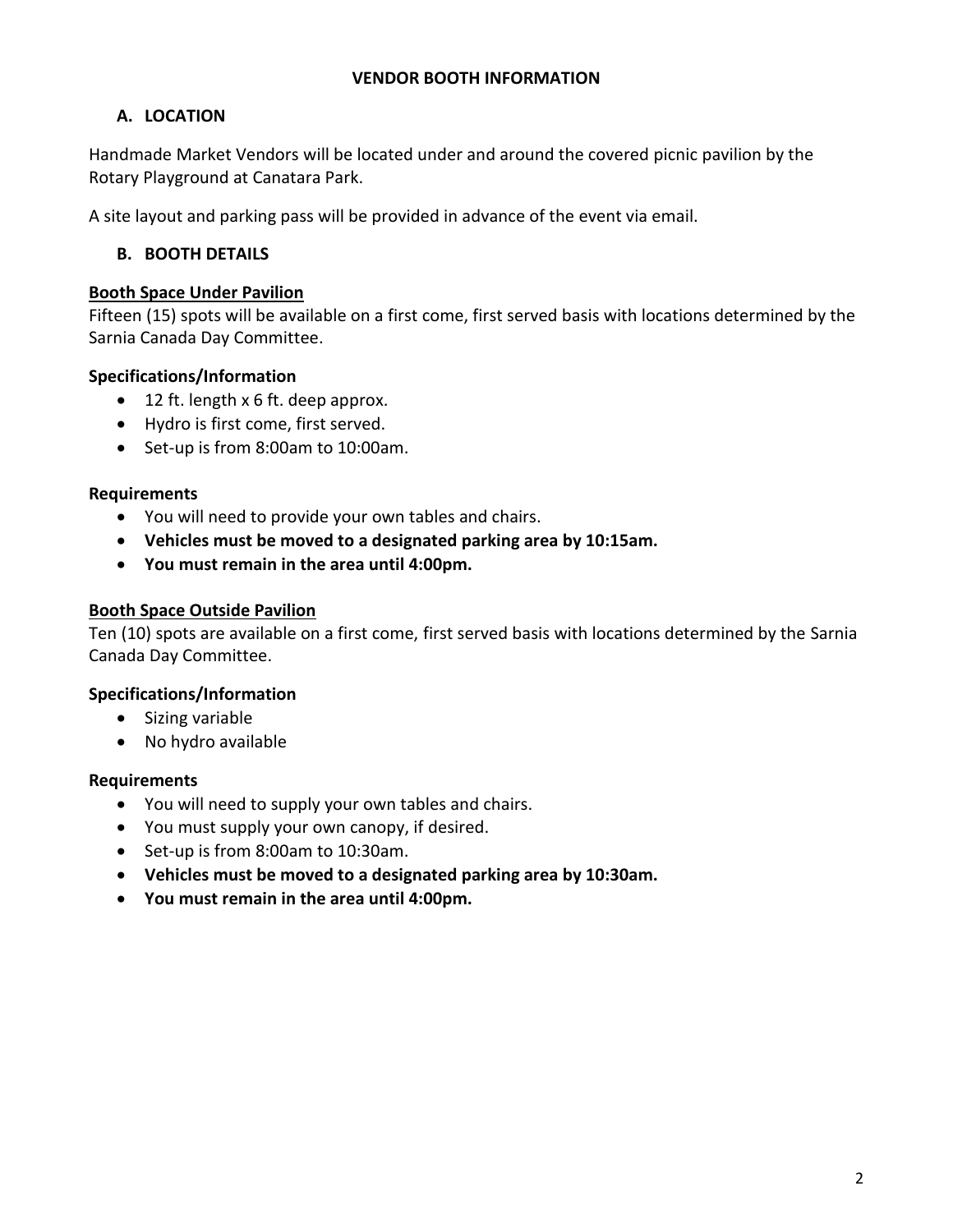# VENDOR BOOTH INFORMATION

## A. LOCATION

Handmade Market Vendors will be located under and around the covered picnic pavilion by the Rotary Playground at Canatara Park.

A site layout and parking pass will be provided in advance of the event via email.

## B. BOOTH DETAILS

### Booth Space Under Pavilion

Fifteen (15) spots will be available on a first come, first served basis with locations determined by the Sarnia Canada Day Committee.

**Specifications/Information**

- 12 ft. length x 6 ft. deep approx.
- Hydro is first come, first served.
- Set-up is from 8:00am to 10:00am.

**Requirements**

- You will need to provide your own tables and chairs.
- **Vehicles must be moved to a designated parking area by 10:15am.**
- **You must remain in the area until 4:00pm.**

### Booth Space Outside Pavilion

Ten (10) spots are available on a first come, first served basis with locations determined by the Sarnia Canada Day Committee.

**Specifications/Information**

- Sizing variable
- No hydro available

**Requirements**

- You will need to supply your own tables and chairs.
- You must supply your own canopy, if desired.
- Set-up is from 8:00am to 10:30am.
- **Vehicles must be moved to a designated parking area by 10:30am.**
- **You must remain in the area until 4:00pm.**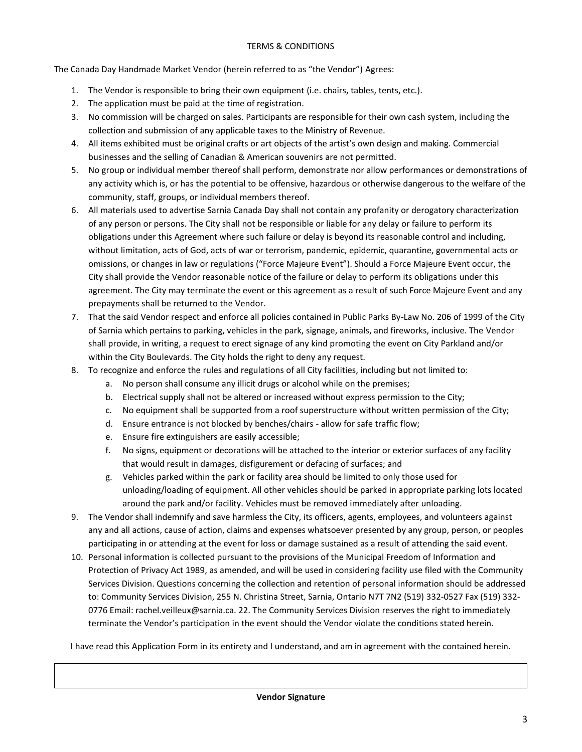## TERMS & CONDITIONS

The Canada Day Handmade Market Vendor (herein referred to as "the Vendor") Agrees:

1. The Vendor is responsible to bring their own equipment (i.e. chairs, tables, tents, etc.).
2. The application must be paid at the time of registration.
3. No commission will be charged on sales. Participants are responsible for their own cash system, including the collection and submission of any applicable taxes to the Ministry of Revenue.
4. All items exhibited must be original crafts or art objects of the artist's own design and making. Commercial businesses and the selling of Canadian & American souvenirs are not permitted.
5. No group or individual member thereof shall perform, demonstrate nor allow performances or demonstrations of any activity which is, or has the potential to be offensive, hazardous or otherwise dangerous to the welfare of the community, staff, groups, or individual members thereof.
6. All materials used to advertise Sarnia Canada Day shall not contain any profanity or derogatory characterization of any person or persons. The City shall not be responsible or liable for any delay or failure to perform its obligations under this Agreement where such failure or delay is beyond its reasonable control and including, without limitation, acts of God, acts of war or terrorism, pandemic, epidemic, quarantine, governmental acts or omissions, or changes in law or regulations ("Force Majeure Event"). Should a Force Majeure Event occur, the City shall provide the Vendor reasonable notice of the failure or delay to perform its obligations under this agreement. The City may terminate the event or this agreement as a result of such Force Majeure Event and any prepayments shall be returned to the Vendor.
7. That the said Vendor respect and enforce all policies contained in Public Parks By-Law No. 206 of 1999 of the City of Sarnia which pertains to parking, vehicles in the park, signage, animals, and fireworks, inclusive. The Vendor shall provide, in writing, a request to erect signage of any kind promoting the event on City Parkland and/or within the City Boulevards. The City holds the right to deny any request.
8. To recognize and enforce the rules and regulations of all City facilities, including but not limited to:
   a. No person shall consume any illicit drugs or alcohol while on the premises;
   b. Electrical supply shall not be altered or increased without express permission to the City;
   c. No equipment shall be supported from a roof superstructure without written permission of the City;
   d. Ensure entrance is not blocked by benches/chairs - allow for safe traffic flow;
   e. Ensure fire extinguishers are easily accessible;
   f. No signs, equipment or decorations will be attached to the interior or exterior surfaces of any facility that would result in damages, disfigurement or defacing of surfaces; and
   g. Vehicles parked within the park or facility area should be limited to only those used for unloading/loading of equipment. All other vehicles should be parked in appropriate parking lots located around the park and/or facility. Vehicles must be removed immediately after unloading.
9. The Vendor shall indemnify and save harmless the City, its officers, agents, employees, and volunteers against any and all actions, cause of action, claims and expenses whatsoever presented by any group, person, or peoples participating in or attending at the event for loss or damage sustained as a result of attending the said event.
10. Personal information is collected pursuant to the provisions of the Municipal Freedom of Information and Protection of Privacy Act 1989, as amended, and will be used in considering facility use filed with the Community Services Division. Questions concerning the collection and retention of personal information should be addressed to: Community Services Division, 255 N. Christina Street, Sarnia, Ontario N7T 7N2 (519) 332-0527 Fax (519) 332-0776 Email: rachel.veilleux@sarnia.ca. 22. The Community Services Division reserves the right to immediately terminate the Vendor's participation in the event should the Vendor violate the conditions stated herein.

I have read this Application Form in its entirety and I understand, and am in agreement with the contained herein.

| |
|---|
| |

**Vendor Signature**